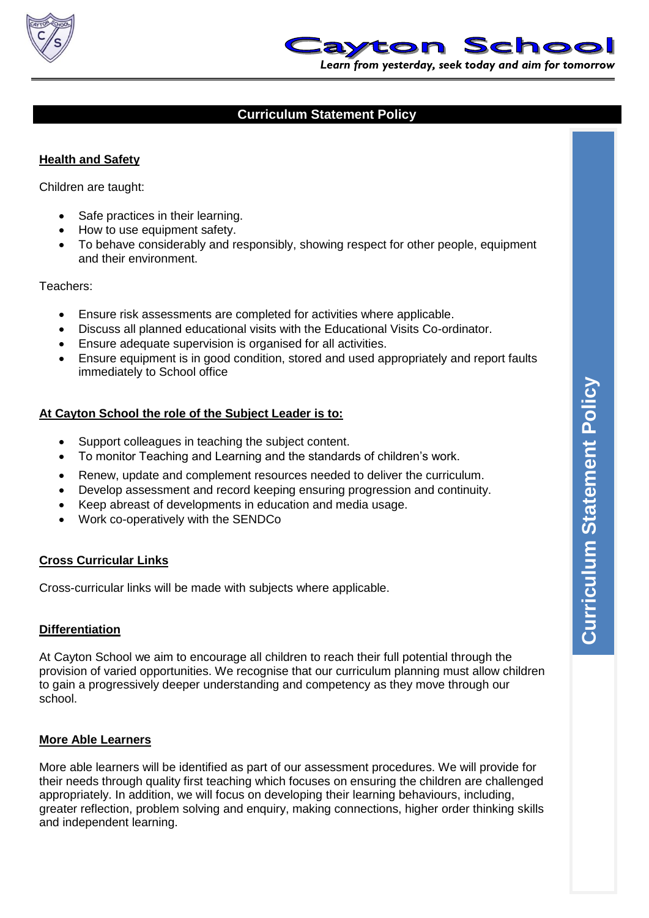# Cayton School

*Learn from yesterday, seek today and aim for tomorrow*

## Curriculum Statement Policy

### Health and Safety

Children are taught:

- Safe practices in their learning.
- How to use equipment safety.
- To behave considerably and responsibly, showing respect for other people, equipment and their environment.

Teachers:

- Ensure risk assessments are completed for activities where applicable.
- Discuss all planned educational visits with the Educational Visits Co-ordinator.
- Ensure adequate supervision is organised for all activities.
- Ensure equipment is in good condition, stored and used appropriately and report faults immediately to School office

### At Cayton School the role of the Subject Leader is to:

- Support colleagues in teaching the subject content.
- To monitor Teaching and Learning and the standards of children's work.
- Renew, update and complement resources needed to deliver the curriculum.
- Develop assessment and record keeping ensuring progression and continuity.
- Keep abreast of developments in education and media usage.
- Work co-operatively with the SENDCo

### Cross Curricular Links

Cross-curricular links will be made with subjects where applicable.

### Differentiation

At Cayton School we aim to encourage all children to reach their full potential through the provision of varied opportunities. We recognise that our curriculum planning must allow children to gain a progressively deeper understanding and competency as they move through our school.

### More Able Learners

More able learners will be identified as part of our assessment procedures. We will provide for their needs through quality first teaching which focuses on ensuring the children are challenged appropriately. In addition, we will focus on developing their learning behaviours, including, greater reflection, problem solving and enquiry, making connections, higher order thinking skills and independent learning.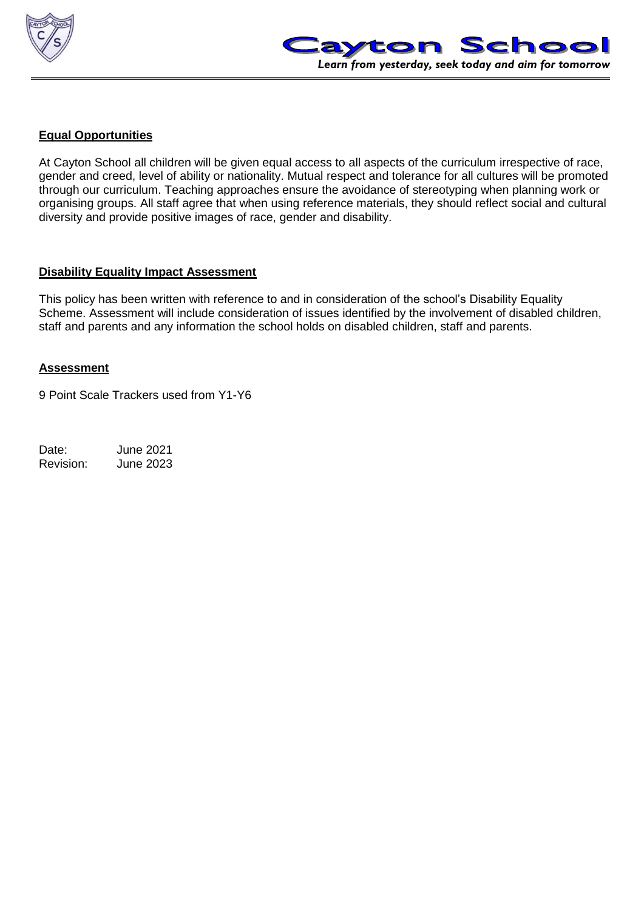**Equal Opportunities**

At Cayton School all children will be given equal access to all aspects of the curriculum irrespective of race, gender and creed, level of ability or nationality. Mutual respect and tolerance for all cultures will be promoted through our curriculum. Teaching approaches ensure the avoidance of stereotyping when planning work or organising groups. All staff agree that when using reference materials, they should reflect social and cultural diversity and provide positive images of race, gender and disability.

**Disability Equality Impact Assessment**

This policy has been written with reference to and in consideration of the school's Disability Equality Scheme. Assessment will include consideration of issues identified by the involvement of disabled children, staff and parents and any information the school holds on disabled children, staff and parents.

**Assessment**

9 Point Scale Trackers used from Y1-Y6

Date: June 2021
Revision: June 2023